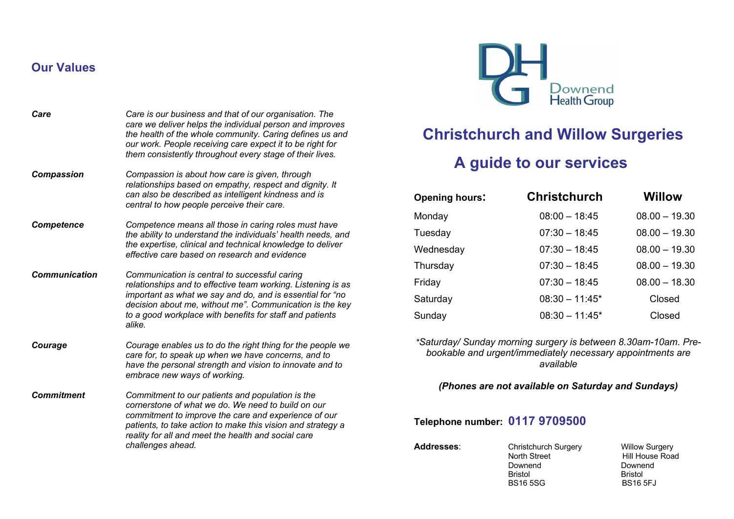## Our Values

| | |
|---|---|
| ***Care*** | *Care is our business and that of our organisation. The care we deliver helps the individual person and improves the health of the whole community. Caring defines us and our work. People receiving care expect it to be right for them consistently throughout every stage of their lives.* |
| ***Compassion*** | *Compassion is about how care is given, through relationships based on empathy, respect and dignity. It can also be described as intelligent kindness and is central to how people perceive their care.* |
| ***Competence*** | *Competence means all those in caring roles must have the ability to understand the individuals' health needs, and the expertise, clinical and technical knowledge to deliver effective care based on research and evidence* |
| ***Communication*** | *Communication is central to successful caring relationships and to effective team working. Listening is as important as what we say and do, and is essential for "no decision about me, without me". Communication is the key to a good workplace with benefits for staff and patients alike.* |
| ***Courage*** | *Courage enables us to do the right thing for the people we care for, to speak up when we have concerns, and to have the personal strength and vision to innovate and to embrace new ways of working.* |
| ***Commitment*** | *Commitment to our patients and population is the cornerstone of what we do. We need to build on our commitment to improve the care and experience of our patients, to take action to make this vision and strategy a reality for all and meet the health and social care challenges ahead.* |

Downend Health Group

# Christchurch and Willow Surgeries

# A guide to our services

| **Opening hours:** | **Christchurch** | **Willow** |
|---|---|---|
| Monday | 08:00 – 18:45 | 08.00 – 19.30 |
| Tuesday | 07:30 – 18:45 | 08.00 – 19.30 |
| Wednesday | 07:30 – 18:45 | 08.00 – 19.30 |
| Thursday | 07:30 – 18:45 | 08.00 – 19.30 |
| Friday | 07:30 – 18:45 | 08.00 – 18.30 |
| Saturday | 08:30 – 11:45* | Closed |
| Sunday | 08:30 – 11:45* | Closed |

*\*Saturday/ Sunday morning surgery is between 8.30am-10am. Pre-bookable and urgent/immediately necessary appointments are available*

***(Phones are not available on Saturday and Sundays)***

**Telephone number: 0117 9709500**

**Addresses**:

Christchurch Surgery
North Street
Downend
Bristol
BS16 5SG

Willow Surgery
Hill House Road
Downend
Bristol
BS16 5FJ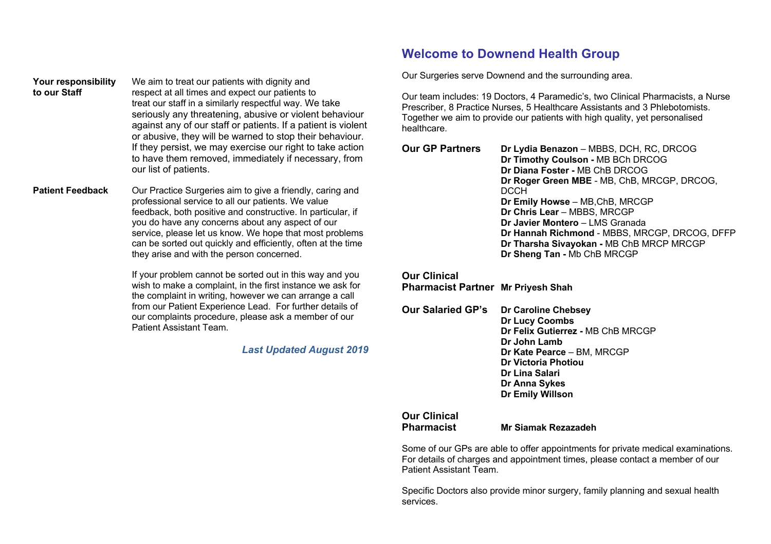**Your responsibility to our Staff**

We aim to treat our patients with dignity and respect at all times and expect our patients to treat our staff in a similarly respectful way. We take seriously any threatening, abusive or violent behaviour against any of our staff or patients. If a patient is violent or abusive, they will be warned to stop their behaviour. If they persist, we may exercise our right to take action to have them removed, immediately if necessary, from our list of patients.

**Patient Feedback**

Our Practice Surgeries aim to give a friendly, caring and professional service to all our patients. We value feedback, both positive and constructive. In particular, if you do have any concerns about any aspect of our service, please let us know. We hope that most problems can be sorted out quickly and efficiently, often at the time they arise and with the person concerned.

If your problem cannot be sorted out in this way and you wish to make a complaint, in the first instance we ask for the complaint in writing, however we can arrange a call from our Patient Experience Lead. For further details of our complaints procedure, please ask a member of our Patient Assistant Team.

***Last Updated August 2019***

## Welcome to Downend Health Group

Our Surgeries serve Downend and the surrounding area.

Our team includes: 19 Doctors, 4 Paramedic's, two Clinical Pharmacists, a Nurse Prescriber, 8 Practice Nurses, 5 Healthcare Assistants and 3 Phlebotomists. Together we aim to provide our patients with high quality, yet personalised healthcare.

**Our GP Partners**

**Dr Lydia Benazon** – MBBS, DCH, RC, DRCOG
**Dr Timothy Coulson -** MB BCh DRCOG
**Dr Diana Foster -** MB ChB DRCOG
**Dr Roger Green MBE** - MB, ChB, MRCGP, DRCOG, DCCH
**Dr Emily Howse** – MB,ChB, MRCGP
**Dr Chris Lear** – MBBS, MRCGP
**Dr Javier Montero** – LMS Granada
**Dr Hannah Richmond** - MBBS, MRCGP, DRCOG, DFFP
**Dr Tharsha Sivayokan -** MB ChB MRCP MRCGP
**Dr Sheng Tan -** Mb ChB MRCGP

**Our Clinical Pharmacist Partner** **Mr Priyesh Shah**

**Our Salaried GP's**

**Dr Caroline Chebsey**
**Dr Lucy Coombs**
**Dr Felix Gutierrez -** MB ChB MRCGP
**Dr John Lamb**
**Dr Kate Pearce** – BM, MRCGP
**Dr Victoria Photiou**
**Dr Lina Salari**
**Dr Anna Sykes**
**Dr Emily Willson**

**Our Clinical Pharmacist** **Mr Siamak Rezazadeh**

Some of our GPs are able to offer appointments for private medical examinations. For details of charges and appointment times, please contact a member of our Patient Assistant Team.

Specific Doctors also provide minor surgery, family planning and sexual health services.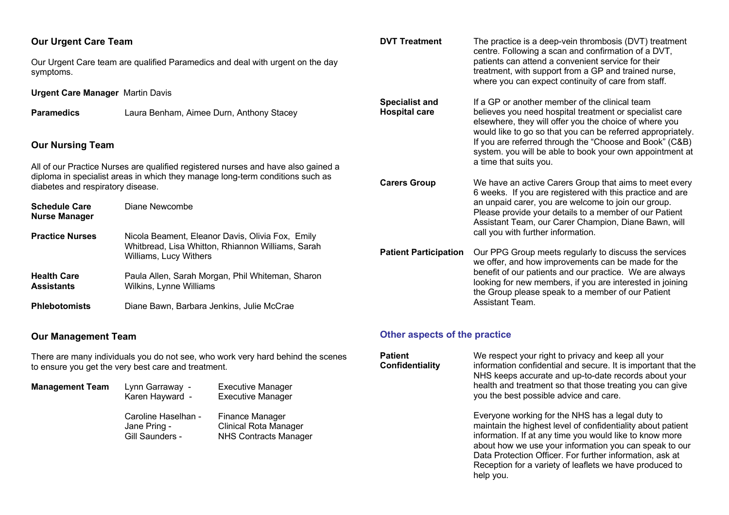## Our Urgent Care Team

Our Urgent Care team are qualified Paramedics and deal with urgent on the day symptoms.

**Urgent Care Manager** Martin Davis

**Paramedics** Laura Benham, Aimee Durn, Anthony Stacey

## Our Nursing Team

All of our Practice Nurses are qualified registered nurses and have also gained a diploma in specialist areas in which they manage long-term conditions such as diabetes and respiratory disease.

**Schedule Care Nurse Manager** Diane Newcombe

**Practice Nurses** Nicola Beament, Eleanor Davis, Olivia Fox, Emily Whitbread, Lisa Whitton, Rhiannon Williams, Sarah Williams, Lucy Withers

**Health Care Assistants** Paula Allen, Sarah Morgan, Phil Whiteman, Sharon Wilkins, Lynne Williams

**Phlebotomists** Diane Bawn, Barbara Jenkins, Julie McCrae

## Our Management Team

There are many individuals you do not see, who work very hard behind the scenes to ensure you get the very best care and treatment.

**Management Team**

| | |
|---|---|
| Lynn Garraway - | Executive Manager |
| Karen Hayward - | Executive Manager |
| Caroline Haselhan - | Finance Manager |
| Jane Pring - | Clinical Rota Manager |
| Gill Saunders - | NHS Contracts Manager |

**DVT Treatment** The practice is a deep-vein thrombosis (DVT) treatment centre. Following a scan and confirmation of a DVT, patients can attend a convenient service for their treatment, with support from a GP and trained nurse, where you can expect continuity of care from staff.

**Specialist and Hospital care** If a GP or another member of the clinical team believes you need hospital treatment or specialist care elsewhere, they will offer you the choice of where you would like to go so that you can be referred appropriately. If you are referred through the "Choose and Book" (C&B) system. you will be able to book your own appointment at a time that suits you.

**Carers Group** We have an active Carers Group that aims to meet every 6 weeks. If you are registered with this practice and are an unpaid carer, you are welcome to join our group. Please provide your details to a member of our Patient Assistant Team, our Carer Champion, Diane Bawn, will call you with further information.

**Patient Participation** Our PPG Group meets regularly to discuss the services we offer, and how improvements can be made for the benefit of our patients and our practice. We are always looking for new members, if you are interested in joining the Group please speak to a member of our Patient Assistant Team.

## Other aspects of the practice

**Patient Confidentiality** We respect your right to privacy and keep all your information confidential and secure. It is important that the NHS keeps accurate and up-to-date records about your health and treatment so that those treating you can give you the best possible advice and care.

Everyone working for the NHS has a legal duty to maintain the highest level of confidentiality about patient information. If at any time you would like to know more about how we use your information you can speak to our Data Protection Officer. For further information, ask at Reception for a variety of leaflets we have produced to help you.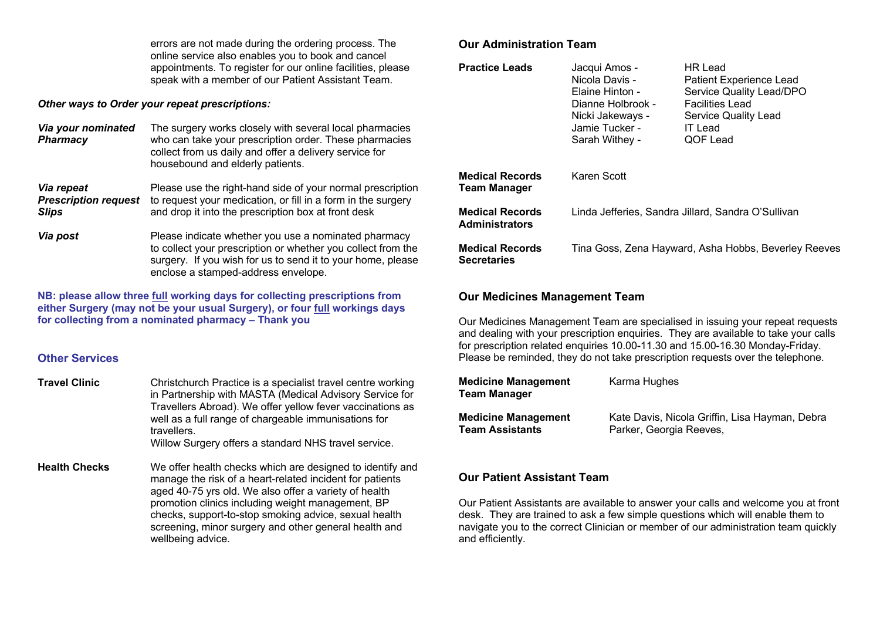errors are not made during the ordering process. The online service also enables you to book and cancel appointments. To register for our online facilities, please speak with a member of our Patient Assistant Team.

***Other ways to Order your repeat prescriptions:***

| | |
|---|---|
| ***Via your nominated Pharmacy*** | The surgery works closely with several local pharmacies who can take your prescription order. These pharmacies collect from us daily and offer a delivery service for housebound and elderly patients. |
| ***Via repeat Prescription request Slips*** | Please use the right-hand side of your normal prescription to request your medication, or fill in a form in the surgery and drop it into the prescription box at front desk |
| ***Via post*** | Please indicate whether you use a nominated pharmacy to collect your prescription or whether you collect from the surgery. If you wish for us to send it to your home, please enclose a stamped-address envelope. |

**NB: please allow three full working days for collecting prescriptions from either Surgery (may not be your usual Surgery), or four full workings days for collecting from a nominated pharmacy – Thank you**

## Other Services

| | |
|---|---|
| **Travel Clinic** | Christchurch Practice is a specialist travel centre working in Partnership with MASTA (Medical Advisory Service for Travellers Abroad). We offer yellow fever vaccinations as well as a full range of chargeable immunisations for travellers.<br>Willow Surgery offers a standard NHS travel service. |
| **Health Checks** | We offer health checks which are designed to identify and manage the risk of a heart-related incident for patients aged 40-75 yrs old. We also offer a variety of health promotion clinics including weight management, BP checks, support-to-stop smoking advice, sexual health screening, minor surgery and other general health and wellbeing advice. |

## Our Administration Team

| | | |
|---|---|---|
| **Practice Leads** | Jacqui Amos - | HR Lead |
| | Nicola Davis - | Patient Experience Lead |
| | Elaine Hinton - | Service Quality Lead/DPO |
| | Dianne Holbrook - | Facilities Lead |
| | Nicki Jakeways - | Service Quality Lead |
| | Jamie Tucker - | IT Lead |
| | Sarah Withey - | QOF Lead |
| **Medical Records Team Manager** | Karen Scott | |
| **Medical Records Administrators** | Linda Jefferies, Sandra Jillard, Sandra O'Sullivan | |
| **Medical Records Secretaries** | Tina Goss, Zena Hayward, Asha Hobbs, Beverley Reeves | |

## Our Medicines Management Team

Our Medicines Management Team are specialised in issuing your repeat requests and dealing with your prescription enquiries. They are available to take your calls for prescription related enquiries 10.00-11.30 and 15.00-16.30 Monday-Friday. Please be reminded, they do not take prescription requests over the telephone.

| | |
|---|---|
| **Medicine Management Team Manager** | Karma Hughes |
| **Medicine Management Team Assistants** | Kate Davis, Nicola Griffin, Lisa Hayman, Debra Parker, Georgia Reeves, |

## Our Patient Assistant Team

Our Patient Assistants are available to answer your calls and welcome you at front desk. They are trained to ask a few simple questions which will enable them to navigate you to the correct Clinician or member of our administration team quickly and efficiently.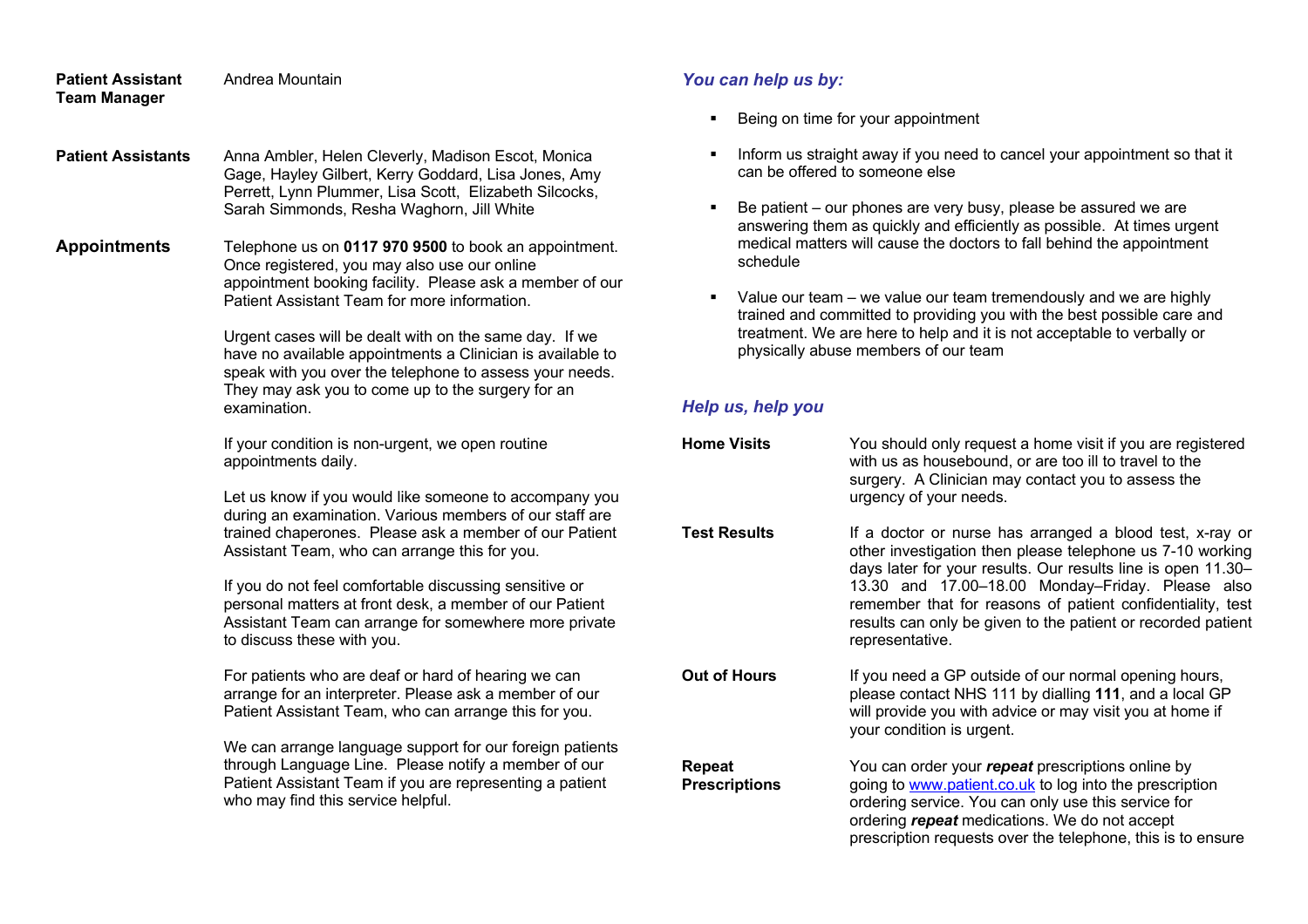**Patient Assistant Team Manager** Andrea Mountain

**Patient Assistants** Anna Ambler, Helen Cleverly, Madison Escot, Monica Gage, Hayley Gilbert, Kerry Goddard, Lisa Jones, Amy Perrett, Lynn Plummer, Lisa Scott, Elizabeth Silcocks, Sarah Simmonds, Resha Waghorn, Jill White

**Appointments**

Telephone us on **0117 970 9500** to book an appointment. Once registered, you may also use our online appointment booking facility. Please ask a member of our Patient Assistant Team for more information.

Urgent cases will be dealt with on the same day. If we have no available appointments a Clinician is available to speak with you over the telephone to assess your needs. They may ask you to come up to the surgery for an examination.

If your condition is non-urgent, we open routine appointments daily.

Let us know if you would like someone to accompany you during an examination. Various members of our staff are trained chaperones. Please ask a member of our Patient Assistant Team, who can arrange this for you.

If you do not feel comfortable discussing sensitive or personal matters at front desk, a member of our Patient Assistant Team can arrange for somewhere more private to discuss these with you.

For patients who are deaf or hard of hearing we can arrange for an interpreter. Please ask a member of our Patient Assistant Team, who can arrange this for you.

We can arrange language support for our foreign patients through Language Line. Please notify a member of our Patient Assistant Team if you are representing a patient who may find this service helpful.

## *You can help us by:*

- Being on time for your appointment
- Inform us straight away if you need to cancel your appointment so that it can be offered to someone else
- Be patient – our phones are very busy, please be assured we are answering them as quickly and efficiently as possible. At times urgent medical matters will cause the doctors to fall behind the appointment schedule
- Value our team – we value our team tremendously and we are highly trained and committed to providing you with the best possible care and treatment. We are here to help and it is not acceptable to verbally or physically abuse members of our team

## *Help us, help you*

**Home Visits** You should only request a home visit if you are registered with us as housebound, or are too ill to travel to the surgery. A Clinician may contact you to assess the urgency of your needs.

**Test Results** If a doctor or nurse has arranged a blood test, x-ray or other investigation then please telephone us 7-10 working days later for your results. Our results line is open 11.30–13.30 and 17.00–18.00 Monday–Friday. Please also remember that for reasons of patient confidentiality, test results can only be given to the patient or recorded patient representative.

**Out of Hours** If you need a GP outside of our normal opening hours, please contact NHS 111 by dialling **111**, and a local GP will provide you with advice or may visit you at home if your condition is urgent.

**Repeat Prescriptions** You can order your ***repeat*** prescriptions online by going to www.patient.co.uk to log into the prescription ordering service. You can only use this service for ordering ***repeat*** medications. We do not accept prescription requests over the telephone, this is to ensure